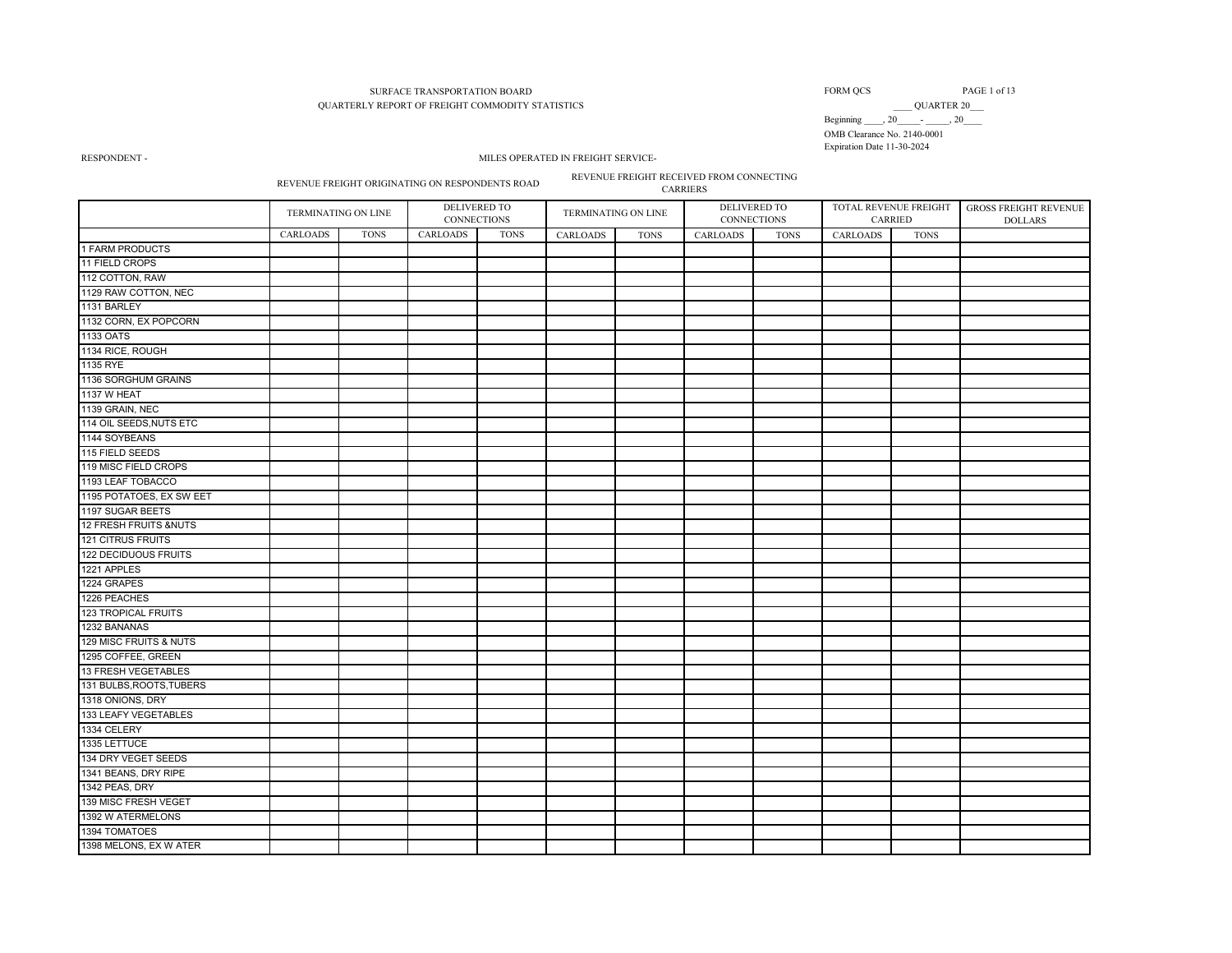SURFACE TRANSPORTATION BOARD
QUARTERLY REPORT OF FREIGHT COMMODITY STATISTICS

FORM QCS

____ QUARTER 20___

Beginning ____, 20_____- _____, 20____

OMB Clearance No. 2140-0001

Expiration Date 11-30-2024

RESPONDENT -

MILES OPERATED IN FREIGHT SERVICE-

| | REVENUE FREIGHT ORIGINATING ON RESPONDENTS ROAD | | | | REVENUE FREIGHT RECEIVED FROM CONNECTING CARRIERS | | | | | | |
|---|---|---|---|---|---|---|---|---|---|---|---|
| | TERMINATING ON LINE | | DELIVERED TO CONNECTIONS | | TERMINATING ON LINE | | DELIVERED TO CONNECTIONS | | TOTAL REVENUE FREIGHT CARRIED | | GROSS FREIGHT REVENUE DOLLARS |
| | CARLOADS | TONS | CARLOADS | TONS | CARLOADS | TONS | CARLOADS | TONS | CARLOADS | TONS | |
| 1 FARM PRODUCTS | | | | | | | | | | | |
| 11 FIELD CROPS | | | | | | | | | | | |
| 112 COTTON, RAW | | | | | | | | | | | |
| 1129 RAW COTTON, NEC | | | | | | | | | | | |
| 1131 BARLEY | | | | | | | | | | | |
| 1132 CORN, EX POPCORN | | | | | | | | | | | |
| 1133 OATS | | | | | | | | | | | |
| 1134 RICE, ROUGH | | | | | | | | | | | |
| 1135 RYE | | | | | | | | | | | |
| 1136 SORGHUM GRAINS | | | | | | | | | | | |
| 1137 W HEAT | | | | | | | | | | | |
| 1139 GRAIN, NEC | | | | | | | | | | | |
| 114 OIL SEEDS,NUTS ETC | | | | | | | | | | | |
| 1144 SOYBEANS | | | | | | | | | | | |
| 115 FIELD SEEDS | | | | | | | | | | | |
| 119 MISC FIELD CROPS | | | | | | | | | | | |
| 1193 LEAF TOBACCO | | | | | | | | | | | |
| 1195 POTATOES, EX SW EET | | | | | | | | | | | |
| 1197 SUGAR BEETS | | | | | | | | | | | |
| 12 FRESH FRUITS &NUTS | | | | | | | | | | | |
| 121 CITRUS FRUITS | | | | | | | | | | | |
| 122 DECIDUOUS FRUITS | | | | | | | | | | | |
| 1221 APPLES | | | | | | | | | | | |
| 1224 GRAPES | | | | | | | | | | | |
| 1226 PEACHES | | | | | | | | | | | |
| 123 TROPICAL FRUITS | | | | | | | | | | | |
| 1232 BANANAS | | | | | | | | | | | |
| 129 MISC FRUITS & NUTS | | | | | | | | | | | |
| 1295 COFFEE, GREEN | | | | | | | | | | | |
| 13 FRESH VEGETABLES | | | | | | | | | | | |
| 131 BULBS,ROOTS,TUBERS | | | | | | | | | | | |
| 1318 ONIONS, DRY | | | | | | | | | | | |
| 133 LEAFY VEGETABLES | | | | | | | | | | | |
| 1334 CELERY | | | | | | | | | | | |
| 1335 LETTUCE | | | | | | | | | | | |
| 134 DRY VEGET SEEDS | | | | | | | | | | | |
| 1341 BEANS, DRY RIPE | | | | | | | | | | | |
| 1342 PEAS, DRY | | | | | | | | | | | |
| 139 MISC FRESH VEGET | | | | | | | | | | | |
| 1392 W ATERMELONS | | | | | | | | | | | |
| 1394 TOMATOES | | | | | | | | | | | |
| 1398 MELONS, EX W ATER | | | | | | | | | | | |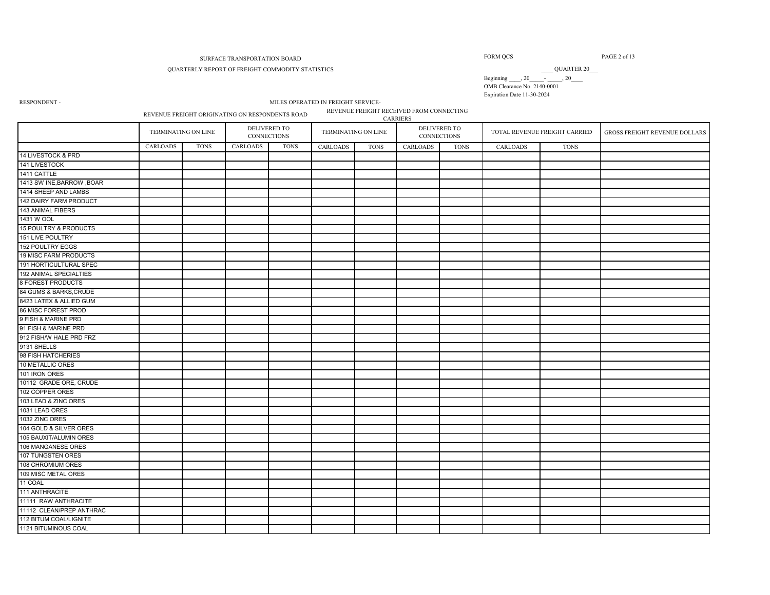SURFACE TRANSPORTATION BOARD

QUARTERLY REPORT OF FREIGHT COMMODITY STATISTICS

FORM QCS

____ QUARTER 20___

Beginning ____, 20_____- _____, 20____

OMB Clearance No. 2140-0001

Expiration Date 11-30-2024

RESPONDENT -

MILES OPERATED IN FREIGHT SERVICE-

| | REVENUE FREIGHT ORIGINATING ON RESPONDENTS ROAD | | | | REVENUE FREIGHT RECEIVED FROM CONNECTING CARRIERS | | | | | | |
|---|---|---|---|---|---|---|---|---|---|---|---|
| | TERMINATING ON LINE | | DELIVERED TO CONNECTIONS | | TERMINATING ON LINE | | DELIVERED TO CONNECTIONS | | TOTAL REVENUE FREIGHT CARRIED | | GROSS FREIGHT REVENUE DOLLARS |
| | CARLOADS | TONS | CARLOADS | TONS | CARLOADS | TONS | CARLOADS | TONS | CARLOADS | TONS | |
| 14 LIVESTOCK & PRD | | | | | | | | | | | |
| 141 LIVESTOCK | | | | | | | | | | | |
| 1411 CATTLE | | | | | | | | | | | |
| 1413 SW INE,BARROW ,BOAR | | | | | | | | | | | |
| 1414 SHEEP AND LAMBS | | | | | | | | | | | |
| 142 DAIRY FARM PRODUCT | | | | | | | | | | | |
| 143 ANIMAL FIBERS | | | | | | | | | | | |
| 1431 W OOL | | | | | | | | | | | |
| 15 POULTRY & PRODUCTS | | | | | | | | | | | |
| 151 LIVE POULTRY | | | | | | | | | | | |
| 152 POULTRY EGGS | | | | | | | | | | | |
| 19 MISC FARM PRODUCTS | | | | | | | | | | | |
| 191 HORTICULTURAL SPEC | | | | | | | | | | | |
| 192 ANIMAL SPECIALTIES | | | | | | | | | | | |
| 8 FOREST PRODUCTS | | | | | | | | | | | |
| 84 GUMS & BARKS,CRUDE | | | | | | | | | | | |
| 8423 LATEX & ALLIED GUM | | | | | | | | | | | |
| 86 MISC FOREST PROD | | | | | | | | | | | |
| 9 FISH & MARINE PRD | | | | | | | | | | | |
| 91 FISH & MARINE PRD | | | | | | | | | | | |
| 912 FISH/W HALE PRD FRZ | | | | | | | | | | | |
| 9131 SHELLS | | | | | | | | | | | |
| 98 FISH HATCHERIES | | | | | | | | | | | |
| 10 METALLIC ORES | | | | | | | | | | | |
| 101 IRON ORES | | | | | | | | | | | |
| 10112 GRADE ORE, CRUDE | | | | | | | | | | | |
| 102 COPPER ORES | | | | | | | | | | | |
| 103 LEAD & ZINC ORES | | | | | | | | | | | |
| 1031 LEAD ORES | | | | | | | | | | | |
| 1032 ZINC ORES | | | | | | | | | | | |
| 104 GOLD & SILVER ORES | | | | | | | | | | | |
| 105 BAUXIT/ALUMIN ORES | | | | | | | | | | | |
| 106 MANGANESE ORES | | | | | | | | | | | |
| 107 TUNGSTEN ORES | | | | | | | | | | | |
| 108 CHROMIUM ORES | | | | | | | | | | | |
| 109 MISC METAL ORES | | | | | | | | | | | |
| 11 COAL | | | | | | | | | | | |
| 111 ANTHRACITE | | | | | | | | | | | |
| 11111 RAW ANTHRACITE | | | | | | | | | | | |
| 11112 CLEAN/PREP ANTHRAC | | | | | | | | | | | |
| 112 BITUM COAL/LIGNITE | | | | | | | | | | | |
| 1121 BITUMINOUS COAL | | | | | | | | | | | |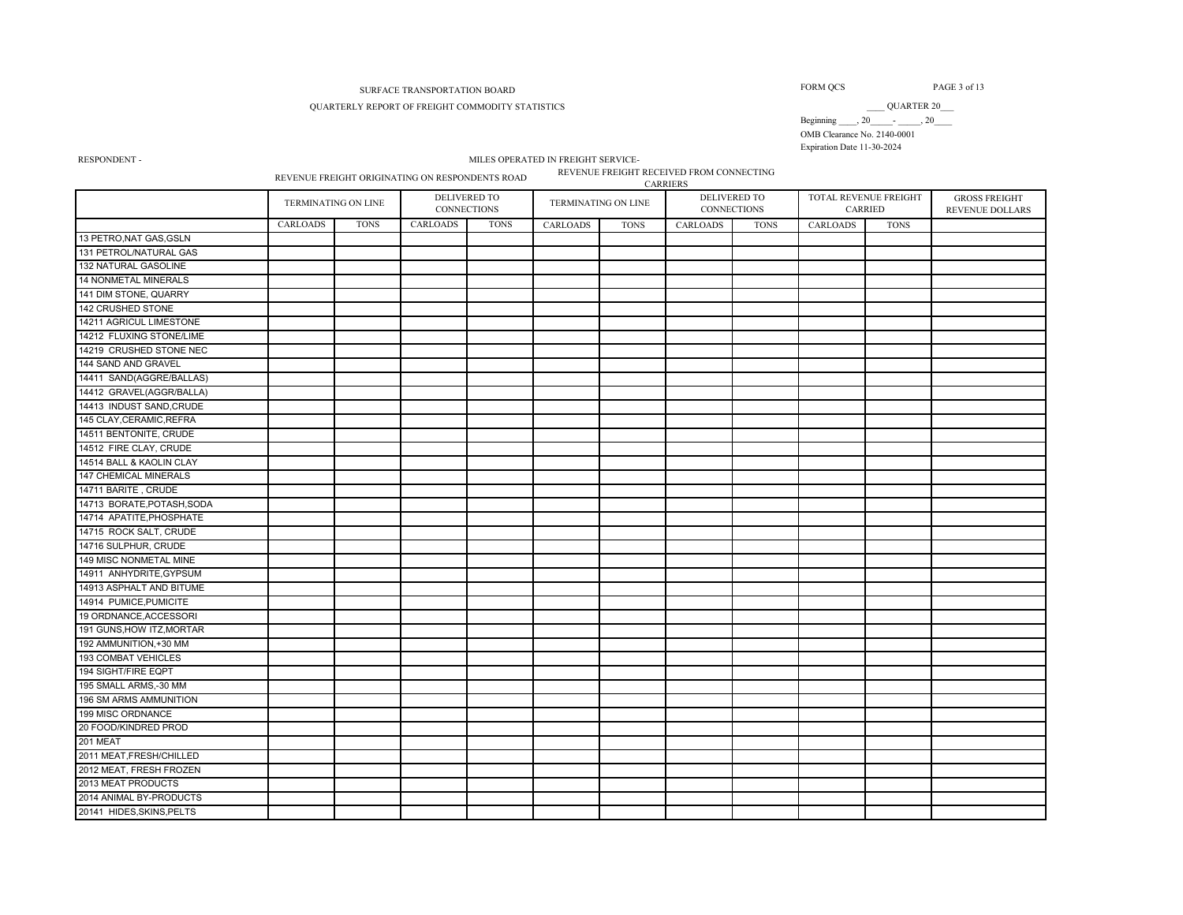SURFACE TRANSPORTATION BOARD

QUARTERLY REPORT OF FREIGHT COMMODITY STATISTICS

FORM QCS

____ QUARTER 20___

Beginning ____, 20_____- _____, 20____

OMB Clearance No. 2140-0001

Expiration Date 11-30-2024

RESPONDENT -

MILES OPERATED IN FREIGHT SERVICE-

| | REVENUE FREIGHT ORIGINATING ON RESPONDENTS ROAD | | | | REVENUE FREIGHT RECEIVED FROM CONNECTING CARRIERS | | | | | | |
|---|---|---|---|---|---|---|---|---|---|---|---|
| | TERMINATING ON LINE | | DELIVERED TO CONNECTIONS | | TERMINATING ON LINE | | DELIVERED TO CONNECTIONS | | TOTAL REVENUE FREIGHT CARRIED | | GROSS FREIGHT REVENUE DOLLARS |
| | CARLOADS | TONS | CARLOADS | TONS | CARLOADS | TONS | CARLOADS | TONS | CARLOADS | TONS | |
| 13 PETRO,NAT GAS,GSLN | | | | | | | | | | | |
| 131 PETROL/NATURAL GAS | | | | | | | | | | | |
| 132 NATURAL GASOLINE | | | | | | | | | | | |
| 14 NONMETAL MINERALS | | | | | | | | | | | |
| 141 DIM STONE, QUARRY | | | | | | | | | | | |
| 142 CRUSHED STONE | | | | | | | | | | | |
| 14211 AGRICUL LIMESTONE | | | | | | | | | | | |
| 14212 FLUXING STONE/LIME | | | | | | | | | | | |
| 14219 CRUSHED STONE NEC | | | | | | | | | | | |
| 144 SAND AND GRAVEL | | | | | | | | | | | |
| 14411 SAND(AGGRE/BALLAS) | | | | | | | | | | | |
| 14412 GRAVEL(AGGR/BALLA) | | | | | | | | | | | |
| 14413 INDUST SAND,CRUDE | | | | | | | | | | | |
| 145 CLAY,CERAMIC,REFRA | | | | | | | | | | | |
| 14511 BENTONITE, CRUDE | | | | | | | | | | | |
| 14512 FIRE CLAY, CRUDE | | | | | | | | | | | |
| 14514 BALL & KAOLIN CLAY | | | | | | | | | | | |
| 147 CHEMICAL MINERALS | | | | | | | | | | | |
| 14711 BARITE , CRUDE | | | | | | | | | | | |
| 14713 BORATE,POTASH,SODA | | | | | | | | | | | |
| 14714 APATITE,PHOSPHATE | | | | | | | | | | | |
| 14715 ROCK SALT, CRUDE | | | | | | | | | | | |
| 14716 SULPHUR, CRUDE | | | | | | | | | | | |
| 149 MISC NONMETAL MINE | | | | | | | | | | | |
| 14911 ANHYDRITE,GYPSUM | | | | | | | | | | | |
| 14913 ASPHALT AND BITUME | | | | | | | | | | | |
| 14914 PUMICE,PUMICITE | | | | | | | | | | | |
| 19 ORDNANCE,ACCESSORI | | | | | | | | | | | |
| 191 GUNS,HOW ITZ,MORTAR | | | | | | | | | | | |
| 192 AMMUNITION,+30 MM | | | | | | | | | | | |
| 193 COMBAT VEHICLES | | | | | | | | | | | |
| 194 SIGHT/FIRE EQPT | | | | | | | | | | | |
| 195 SMALL ARMS,-30 MM | | | | | | | | | | | |
| 196 SM ARMS AMMUNITION | | | | | | | | | | | |
| 199 MISC ORDNANCE | | | | | | | | | | | |
| 20 FOOD/KINDRED PROD | | | | | | | | | | | |
| 201 MEAT | | | | | | | | | | | |
| 2011 MEAT,FRESH/CHILLED | | | | | | | | | | | |
| 2012 MEAT, FRESH FROZEN | | | | | | | | | | | |
| 2013 MEAT PRODUCTS | | | | | | | | | | | |
| 2014 ANIMAL BY-PRODUCTS | | | | | | | | | | | |
| 20141 HIDES,SKINS,PELTS | | | | | | | | | | | |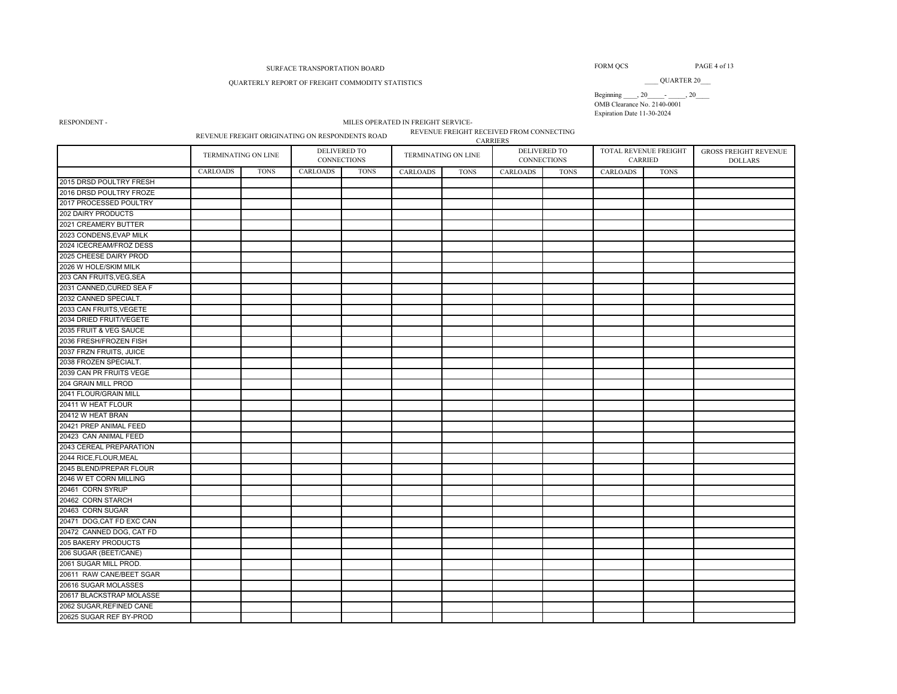SURFACE TRANSPORTATION BOARD

QUARTERLY REPORT OF FREIGHT COMMODITY STATISTICS

FORM QCS

____ QUARTER 20___

Beginning ____, 20_____- _____, 20____
OMB Clearance No. 2140-0001
Expiration Date 11-30-2024

RESPONDENT -

MILES OPERATED IN FREIGHT SERVICE-

| | REVENUE FREIGHT ORIGINATING ON RESPONDENTS ROAD | | | | REVENUE FREIGHT RECEIVED FROM CONNECTING CARRIERS | | | | | | |
|---|---|---|---|---|---|---|---|---|---|---|---|
| | TERMINATING ON LINE | | DELIVERED TO CONNECTIONS | | TERMINATING ON LINE | | DELIVERED TO CONNECTIONS | | TOTAL REVENUE FREIGHT CARRIED | | GROSS FREIGHT REVENUE DOLLARS |
| | CARLOADS | TONS | CARLOADS | TONS | CARLOADS | TONS | CARLOADS | TONS | CARLOADS | TONS | |
| 2015 DRSD POULTRY FRESH | | | | | | | | | | | |
| 2016 DRSD POULTRY FROZE | | | | | | | | | | | |
| 2017 PROCESSED POULTRY | | | | | | | | | | | |
| 202 DAIRY PRODUCTS | | | | | | | | | | | |
| 2021 CREAMERY BUTTER | | | | | | | | | | | |
| 2023 CONDENS,EVAP MILK | | | | | | | | | | | |
| 2024 ICECREAM/FROZ DESS | | | | | | | | | | | |
| 2025 CHEESE DAIRY PROD | | | | | | | | | | | |
| 2026 W HOLE/SKIM MILK | | | | | | | | | | | |
| 203 CAN FRUITS,VEG,SEA | | | | | | | | | | | |
| 2031 CANNED,CURED SEA F | | | | | | | | | | | |
| 2032 CANNED SPECIALT. | | | | | | | | | | | |
| 2033 CAN FRUITS,VEGETE | | | | | | | | | | | |
| 2034 DRIED FRUIT/VEGETE | | | | | | | | | | | |
| 2035 FRUIT & VEG SAUCE | | | | | | | | | | | |
| 2036 FRESH/FROZEN FISH | | | | | | | | | | | |
| 2037 FRZN FRUITS, JUICE | | | | | | | | | | | |
| 2038 FROZEN SPECIALT. | | | | | | | | | | | |
| 2039 CAN PR FRUITS VEGE | | | | | | | | | | | |
| 204 GRAIN MILL PROD | | | | | | | | | | | |
| 2041 FLOUR/GRAIN MILL | | | | | | | | | | | |
| 20411 W HEAT FLOUR | | | | | | | | | | | |
| 20412 W HEAT BRAN | | | | | | | | | | | |
| 20421 PREP ANIMAL FEED | | | | | | | | | | | |
| 20423 CAN ANIMAL FEED | | | | | | | | | | | |
| 2043 CEREAL PREPARATION | | | | | | | | | | | |
| 2044 RICE,FLOUR,MEAL | | | | | | | | | | | |
| 2045 BLEND/PREPAR FLOUR | | | | | | | | | | | |
| 2046 W ET CORN MILLING | | | | | | | | | | | |
| 20461 CORN SYRUP | | | | | | | | | | | |
| 20462 CORN STARCH | | | | | | | | | | | |
| 20463 CORN SUGAR | | | | | | | | | | | |
| 20471 DOG,CAT FD EXC CAN | | | | | | | | | | | |
| 20472 CANNED DOG, CAT FD | | | | | | | | | | | |
| 205 BAKERY PRODUCTS | | | | | | | | | | | |
| 206 SUGAR (BEET/CANE) | | | | | | | | | | | |
| 2061 SUGAR MILL PROD. | | | | | | | | | | | |
| 20611 RAW CANE/BEET SGAR | | | | | | | | | | | |
| 20616 SUGAR MOLASSES | | | | | | | | | | | |
| 20617 BLACKSTRAP MOLASSE | | | | | | | | | | | |
| 2062 SUGAR,REFINED CANE | | | | | | | | | | | |
| 20625 SUGAR REF BY-PROD | | | | | | | | | | | |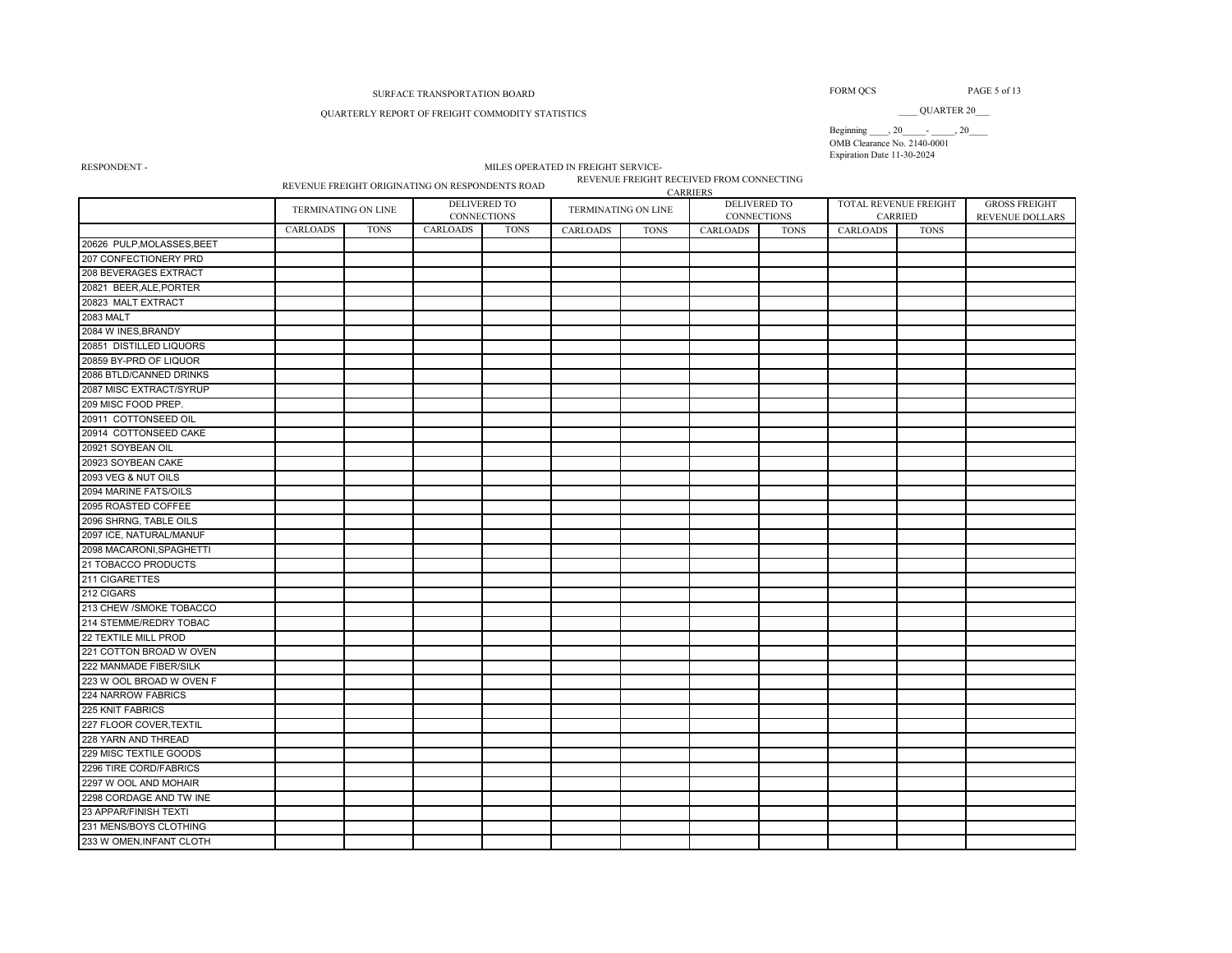SURFACE TRANSPORTATION BOARD

QUARTERLY REPORT OF FREIGHT COMMODITY STATISTICS

FORM QCS

____ QUARTER 20___

Beginning ____, 20_____- _____, 20____
OMB Clearance No. 2140-0001
Expiration Date 11-30-2024

RESPONDENT -

MILES OPERATED IN FREIGHT SERVICE-

| | REVENUE FREIGHT ORIGINATING ON RESPONDENTS ROAD | | | | REVENUE FREIGHT RECEIVED FROM CONNECTING CARRIERS | | | | | | |
|---|---|---|---|---|---|---|---|---|---|---|---|
| | TERMINATING ON LINE | | DELIVERED TO CONNECTIONS | | TERMINATING ON LINE | | DELIVERED TO CONNECTIONS | | TOTAL REVENUE FREIGHT CARRIED | | GROSS FREIGHT REVENUE DOLLARS |
| | CARLOADS | TONS | CARLOADS | TONS | CARLOADS | TONS | CARLOADS | TONS | CARLOADS | TONS | |
| 20626 PULP,MOLASSES,BEET | | | | | | | | | | | |
| 207 CONFECTIONERY PRD | | | | | | | | | | | |
| 208 BEVERAGES EXTRACT | | | | | | | | | | | |
| 20821 BEER,ALE,PORTER | | | | | | | | | | | |
| 20823 MALT EXTRACT | | | | | | | | | | | |
| 2083 MALT | | | | | | | | | | | |
| 2084 W INES,BRANDY | | | | | | | | | | | |
| 20851 DISTILLED LIQUORS | | | | | | | | | | | |
| 20859 BY-PRD OF LIQUOR | | | | | | | | | | | |
| 2086 BTLD/CANNED DRINKS | | | | | | | | | | | |
| 2087 MISC EXTRACT/SYRUP | | | | | | | | | | | |
| 209 MISC FOOD PREP. | | | | | | | | | | | |
| 20911 COTTONSEED OIL | | | | | | | | | | | |
| 20914 COTTONSEED CAKE | | | | | | | | | | | |
| 20921 SOYBEAN OIL | | | | | | | | | | | |
| 20923 SOYBEAN CAKE | | | | | | | | | | | |
| 2093 VEG & NUT OILS | | | | | | | | | | | |
| 2094 MARINE FATS/OILS | | | | | | | | | | | |
| 2095 ROASTED COFFEE | | | | | | | | | | | |
| 2096 SHRNG, TABLE OILS | | | | | | | | | | | |
| 2097 ICE, NATURAL/MANUF | | | | | | | | | | | |
| 2098 MACARONI,SPAGHETTI | | | | | | | | | | | |
| 21 TOBACCO PRODUCTS | | | | | | | | | | | |
| 211 CIGARETTES | | | | | | | | | | | |
| 212 CIGARS | | | | | | | | | | | |
| 213 CHEW /SMOKE TOBACCO | | | | | | | | | | | |
| 214 STEMME/REDRY TOBAC | | | | | | | | | | | |
| 22 TEXTILE MILL PROD | | | | | | | | | | | |
| 221 COTTON BROAD W OVEN | | | | | | | | | | | |
| 222 MANMADE FIBER/SILK | | | | | | | | | | | |
| 223 W OOL BROAD W OVEN F | | | | | | | | | | | |
| 224 NARROW FABRICS | | | | | | | | | | | |
| 225 KNIT FABRICS | | | | | | | | | | | |
| 227 FLOOR COVER,TEXTIL | | | | | | | | | | | |
| 228 YARN AND THREAD | | | | | | | | | | | |
| 229 MISC TEXTILE GOODS | | | | | | | | | | | |
| 2296 TIRE CORD/FABRICS | | | | | | | | | | | |
| 2297 W OOL AND MOHAIR | | | | | | | | | | | |
| 2298 CORDAGE AND TW INE | | | | | | | | | | | |
| 23 APPAR/FINISH TEXTI | | | | | | | | | | | |
| 231 MENS/BOYS CLOTHING | | | | | | | | | | | |
| 233 W OMEN,INFANT CLOTH | | | | | | | | | | | |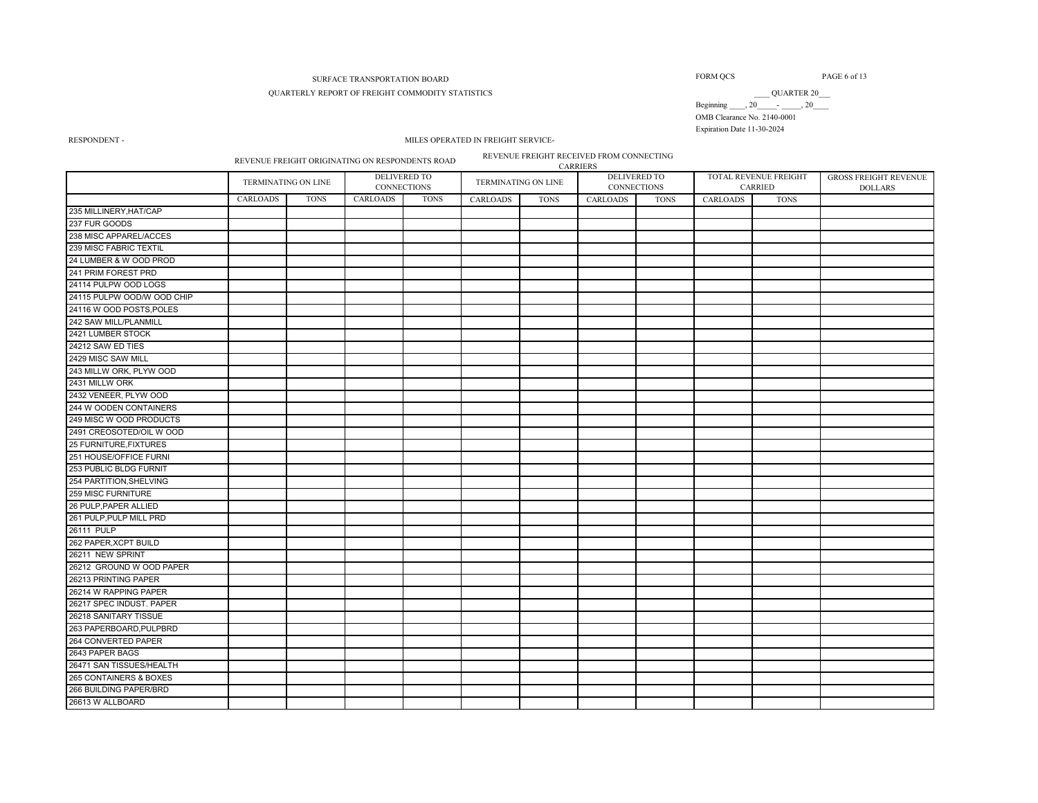SURFACE TRANSPORTATION BOARD

QUARTERLY REPORT OF FREIGHT COMMODITY STATISTICS

FORM QCS

____ QUARTER 20___

Beginning ____, 20____ - _____, 20____

OMB Clearance No. 2140-0001

Expiration Date 11-30-2024

RESPONDENT -

MILES OPERATED IN FREIGHT SERVICE-

| | REVENUE FREIGHT ORIGINATING ON RESPONDENTS ROAD | | | | REVENUE FREIGHT RECEIVED FROM CONNECTING CARRIERS | | | | | | |
|---|---|---|---|---|---|---|---|---|---|---|---|
| | TERMINATING ON LINE | | DELIVERED TO CONNECTIONS | | TERMINATING ON LINE | | DELIVERED TO CONNECTIONS | | TOTAL REVENUE FREIGHT CARRIED | | GROSS FREIGHT REVENUE DOLLARS |
| | CARLOADS | TONS | CARLOADS | TONS | CARLOADS | TONS | CARLOADS | TONS | CARLOADS | TONS | |
| 235 MILLINERY,HAT/CAP | | | | | | | | | | | |
| 237 FUR GOODS | | | | | | | | | | | |
| 238 MISC APPAREL/ACCES | | | | | | | | | | | |
| 239 MISC FABRIC TEXTIL | | | | | | | | | | | |
| 24 LUMBER & W OOD PROD | | | | | | | | | | | |
| 241 PRIM FOREST PRD | | | | | | | | | | | |
| 24114 PULPW OOD LOGS | | | | | | | | | | | |
| 24115 PULPW OOD/W OOD CHIP | | | | | | | | | | | |
| 24116 W OOD POSTS,POLES | | | | | | | | | | | |
| 242 SAW MILL/PLANMILL | | | | | | | | | | | |
| 2421 LUMBER STOCK | | | | | | | | | | | |
| 24212 SAW ED TIES | | | | | | | | | | | |
| 2429 MISC SAW MILL | | | | | | | | | | | |
| 243 MILLW ORK, PLYW OOD | | | | | | | | | | | |
| 2431 MILLW ORK | | | | | | | | | | | |
| 2432 VENEER, PLYW OOD | | | | | | | | | | | |
| 244 W OODEN CONTAINERS | | | | | | | | | | | |
| 249 MISC W OOD PRODUCTS | | | | | | | | | | | |
| 2491 CREOSOTED/OIL W OOD | | | | | | | | | | | |
| 25 FURNITURE,FIXTURES | | | | | | | | | | | |
| 251 HOUSE/OFFICE FURNI | | | | | | | | | | | |
| 253 PUBLIC BLDG FURNIT | | | | | | | | | | | |
| 254 PARTITION,SHELVING | | | | | | | | | | | |
| 259 MISC FURNITURE | | | | | | | | | | | |
| 26 PULP,PAPER ALLIED | | | | | | | | | | | |
| 261 PULP,PULP MILL PRD | | | | | | | | | | | |
| 26111 PULP | | | | | | | | | | | |
| 262 PAPER,XCPT BUILD | | | | | | | | | | | |
| 26211 NEW SPRINT | | | | | | | | | | | |
| 26212 GROUND W OOD PAPER | | | | | | | | | | | |
| 26213 PRINTING PAPER | | | | | | | | | | | |
| 26214 W RAPPING PAPER | | | | | | | | | | | |
| 26217 SPEC INDUST. PAPER | | | | | | | | | | | |
| 26218 SANITARY TISSUE | | | | | | | | | | | |
| 263 PAPERBOARD,PULPBRD | | | | | | | | | | | |
| 264 CONVERTED PAPER | | | | | | | | | | | |
| 2643 PAPER BAGS | | | | | | | | | | | |
| 26471 SAN TISSUES/HEALTH | | | | | | | | | | | |
| 265 CONTAINERS & BOXES | | | | | | | | | | | |
| 266 BUILDING PAPER/BRD | | | | | | | | | | | |
| 26613 W ALLBOARD | | | | | | | | | | | |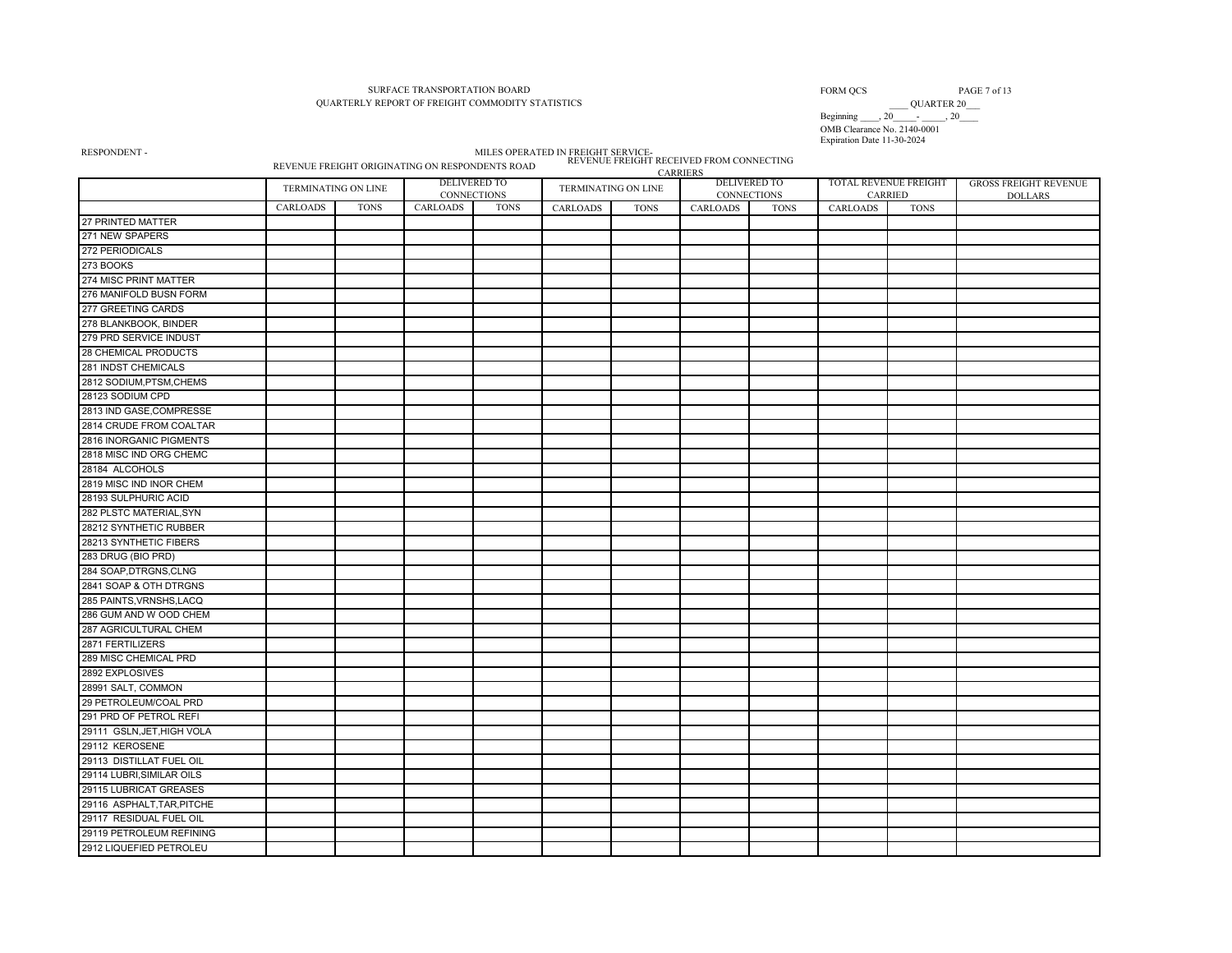SURFACE TRANSPORTATION BOARD
QUARTERLY REPORT OF FREIGHT COMMODITY STATISTICS

FORM QCS

____ QUARTER 20___
Beginning ____, 20_____- _____, 20____
OMB Clearance No. 2140-0001
Expiration Date 11-30-2024

RESPONDENT -

MILES OPERATED IN FREIGHT SERVICE-

| | REVENUE FREIGHT ORIGINATING ON RESPONDENTS ROAD | | | | REVENUE FREIGHT RECEIVED FROM CONNECTING CARRIERS | | | | | | |
|---|---|---|---|---|---|---|---|---|---|---|---|
| | TERMINATING ON LINE | | DELIVERED TO CONNECTIONS | | TERMINATING ON LINE | | DELIVERED TO CONNECTIONS | | TOTAL REVENUE FREIGHT CARRIED | | GROSS FREIGHT REVENUE DOLLARS |
| | CARLOADS | TONS | CARLOADS | TONS | CARLOADS | TONS | CARLOADS | TONS | CARLOADS | TONS | |
| 27 PRINTED MATTER | | | | | | | | | | | |
| 271 NEW SPAPERS | | | | | | | | | | | |
| 272 PERIODICALS | | | | | | | | | | | |
| 273 BOOKS | | | | | | | | | | | |
| 274 MISC PRINT MATTER | | | | | | | | | | | |
| 276 MANIFOLD BUSN FORM | | | | | | | | | | | |
| 277 GREETING CARDS | | | | | | | | | | | |
| 278 BLANKBOOK, BINDER | | | | | | | | | | | |
| 279 PRD SERVICE INDUST | | | | | | | | | | | |
| 28 CHEMICAL PRODUCTS | | | | | | | | | | | |
| 281 INDST CHEMICALS | | | | | | | | | | | |
| 2812 SODIUM,PTSM,CHEMS | | | | | | | | | | | |
| 28123 SODIUM CPD | | | | | | | | | | | |
| 2813 IND GASE,COMPRESSE | | | | | | | | | | | |
| 2814 CRUDE FROM COALTAR | | | | | | | | | | | |
| 2816 INORGANIC PIGMENTS | | | | | | | | | | | |
| 2818 MISC IND ORG CHEMC | | | | | | | | | | | |
| 28184 ALCOHOLS | | | | | | | | | | | |
| 2819 MISC IND INOR CHEM | | | | | | | | | | | |
| 28193 SULPHURIC ACID | | | | | | | | | | | |
| 282 PLSTC MATERIAL,SYN | | | | | | | | | | | |
| 28212 SYNTHETIC RUBBER | | | | | | | | | | | |
| 28213 SYNTHETIC FIBERS | | | | | | | | | | | |
| 283 DRUG (BIO PRD) | | | | | | | | | | | |
| 284 SOAP,DTRGNS,CLNG | | | | | | | | | | | |
| 2841 SOAP & OTH DTRGNS | | | | | | | | | | | |
| 285 PAINTS,VRNSHS,LACQ | | | | | | | | | | | |
| 286 GUM AND W OOD CHEM | | | | | | | | | | | |
| 287 AGRICULTURAL CHEM | | | | | | | | | | | |
| 2871 FERTILIZERS | | | | | | | | | | | |
| 289 MISC CHEMICAL PRD | | | | | | | | | | | |
| 2892 EXPLOSIVES | | | | | | | | | | | |
| 28991 SALT, COMMON | | | | | | | | | | | |
| 29 PETROLEUM/COAL PRD | | | | | | | | | | | |
| 291 PRD OF PETROL REFI | | | | | | | | | | | |
| 29111 GSLN,JET,HIGH VOLA | | | | | | | | | | | |
| 29112 KEROSENE | | | | | | | | | | | |
| 29113 DISTILLAT FUEL OIL | | | | | | | | | | | |
| 29114 LUBRI,SIMILAR OILS | | | | | | | | | | | |
| 29115 LUBRICAT GREASES | | | | | | | | | | | |
| 29116 ASPHALT,TAR,PITCHE | | | | | | | | | | | |
| 29117 RESIDUAL FUEL OIL | | | | | | | | | | | |
| 29119 PETROLEUM REFINING | | | | | | | | | | | |
| 2912 LIQUEFIED PETROLEU | | | | | | | | | | | |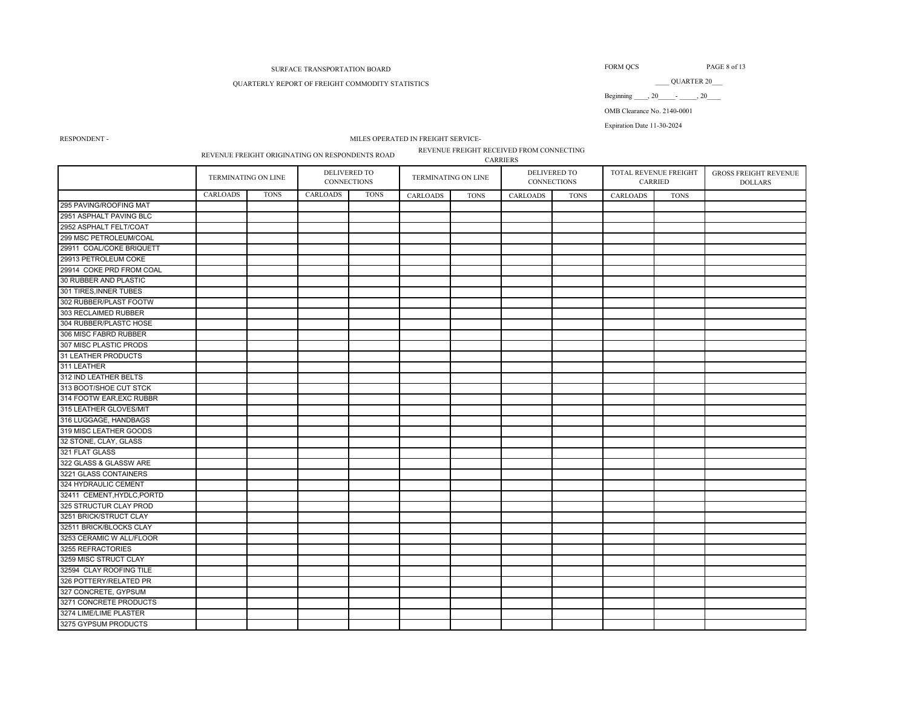SURFACE TRANSPORTATION BOARD

QUARTERLY REPORT OF FREIGHT COMMODITY STATISTICS

FORM QCS

____ QUARTER 20___

Beginning ____, 20_____- _____, 20____

OMB Clearance No. 2140-0001

Expiration Date 11-30-2024

RESPONDENT -

MILES OPERATED IN FREIGHT SERVICE-

| | REVENUE FREIGHT ORIGINATING ON RESPONDENTS ROAD | | | | REVENUE FREIGHT RECEIVED FROM CONNECTING CARRIERS | | | | | | |
|---|---|---|---|---|---|---|---|---|---|---|---|
| | TERMINATING ON LINE | | DELIVERED TO CONNECTIONS | | TERMINATING ON LINE | | DELIVERED TO CONNECTIONS | | TOTAL REVENUE FREIGHT CARRIED | | GROSS FREIGHT REVENUE DOLLARS |
| | CARLOADS | TONS | CARLOADS | TONS | CARLOADS | TONS | CARLOADS | TONS | CARLOADS | TONS | |
| 295 PAVING/ROOFING MAT | | | | | | | | | | | |
| 2951 ASPHALT PAVING BLC | | | | | | | | | | | |
| 2952 ASPHALT FELT/COAT | | | | | | | | | | | |
| 299 MSC PETROLEUM/COAL | | | | | | | | | | | |
| 29911 COAL/COKE BRIQUETT | | | | | | | | | | | |
| 29913 PETROLEUM COKE | | | | | | | | | | | |
| 29914 COKE PRD FROM COAL | | | | | | | | | | | |
| 30 RUBBER AND PLASTIC | | | | | | | | | | | |
| 301 TIRES,INNER TUBES | | | | | | | | | | | |
| 302 RUBBER/PLAST FOOTW | | | | | | | | | | | |
| 303 RECLAIMED RUBBER | | | | | | | | | | | |
| 304 RUBBER/PLASTC HOSE | | | | | | | | | | | |
| 306 MISC FABRD RUBBER | | | | | | | | | | | |
| 307 MISC PLASTIC PRODS | | | | | | | | | | | |
| 31 LEATHER PRODUCTS | | | | | | | | | | | |
| 311 LEATHER | | | | | | | | | | | |
| 312 IND LEATHER BELTS | | | | | | | | | | | |
| 313 BOOT/SHOE CUT STCK | | | | | | | | | | | |
| 314 FOOTW EAR,EXC RUBBR | | | | | | | | | | | |
| 315 LEATHER GLOVES/MIT | | | | | | | | | | | |
| 316 LUGGAGE, HANDBAGS | | | | | | | | | | | |
| 319 MISC LEATHER GOODS | | | | | | | | | | | |
| 32 STONE, CLAY, GLASS | | | | | | | | | | | |
| 321 FLAT GLASS | | | | | | | | | | | |
| 322 GLASS & GLASSW ARE | | | | | | | | | | | |
| 3221 GLASS CONTAINERS | | | | | | | | | | | |
| 324 HYDRAULIC CEMENT | | | | | | | | | | | |
| 32411 CEMENT,HYDLC,PORTD | | | | | | | | | | | |
| 325 STRUCTUR CLAY PROD | | | | | | | | | | | |
| 3251 BRICK/STRUCT CLAY | | | | | | | | | | | |
| 32511 BRICK/BLOCKS CLAY | | | | | | | | | | | |
| 3253 CERAMIC W ALL/FLOOR | | | | | | | | | | | |
| 3255 REFRACTORIES | | | | | | | | | | | |
| 3259 MISC STRUCT CLAY | | | | | | | | | | | |
| 32594 CLAY ROOFING TILE | | | | | | | | | | | |
| 326 POTTERY/RELATED PR | | | | | | | | | | | |
| 327 CONCRETE, GYPSUM | | | | | | | | | | | |
| 3271 CONCRETE PRODUCTS | | | | | | | | | | | |
| 3274 LIME/LIME PLASTER | | | | | | | | | | | |
| 3275 GYPSUM PRODUCTS | | | | | | | | | | | |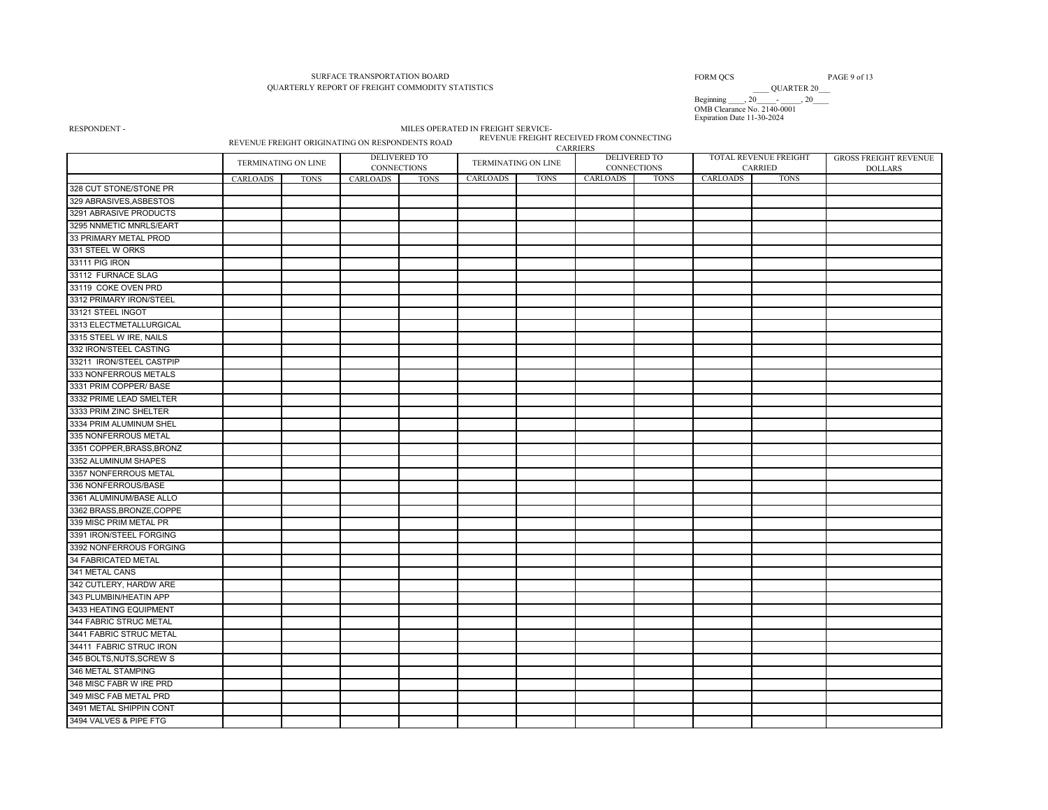SURFACE TRANSPORTATION BOARD
QUARTERLY REPORT OF FREIGHT COMMODITY STATISTICS

FORM QCS

____ QUARTER 20___
Beginning ____, 20_____- _____, 20____
OMB Clearance No. 2140-0001
Expiration Date 11-30-2024

RESPONDENT -

MILES OPERATED IN FREIGHT SERVICE-

| | REVENUE FREIGHT ORIGINATING ON RESPONDENTS ROAD | | | | REVENUE FREIGHT RECEIVED FROM CONNECTING CARRIERS | | | | | | |
|---|---|---|---|---|---|---|---|---|---|---|---|
| | TERMINATING ON LINE | | DELIVERED TO CONNECTIONS | | TERMINATING ON LINE | | DELIVERED TO CONNECTIONS | | TOTAL REVENUE FREIGHT CARRIED | | GROSS FREIGHT REVENUE DOLLARS |
| | CARLOADS | TONS | CARLOADS | TONS | CARLOADS | TONS | CARLOADS | TONS | CARLOADS | TONS | |
| 328 CUT STONE/STONE PR | | | | | | | | | | | |
| 329 ABRASIVES,ASBESTOS | | | | | | | | | | | |
| 3291 ABRASIVE PRODUCTS | | | | | | | | | | | |
| 3295 NNMETIC MNRLS/EART | | | | | | | | | | | |
| 33 PRIMARY METAL PROD | | | | | | | | | | | |
| 331 STEEL W ORKS | | | | | | | | | | | |
| 33111 PIG IRON | | | | | | | | | | | |
| 33112 FURNACE SLAG | | | | | | | | | | | |
| 33119 COKE OVEN PRD | | | | | | | | | | | |
| 3312 PRIMARY IRON/STEEL | | | | | | | | | | | |
| 33121 STEEL INGOT | | | | | | | | | | | |
| 3313 ELECTMETALLURGICAL | | | | | | | | | | | |
| 3315 STEEL W IRE, NAILS | | | | | | | | | | | |
| 332 IRON/STEEL CASTING | | | | | | | | | | | |
| 33211 IRON/STEEL CASTPIP | | | | | | | | | | | |
| 333 NONFERROUS METALS | | | | | | | | | | | |
| 3331 PRIM COPPER/ BASE | | | | | | | | | | | |
| 3332 PRIME LEAD SMELTER | | | | | | | | | | | |
| 3333 PRIM ZINC SHELTER | | | | | | | | | | | |
| 3334 PRIM ALUMINUM SHEL | | | | | | | | | | | |
| 335 NONFERROUS METAL | | | | | | | | | | | |
| 3351 COPPER,BRASS,BRONZ | | | | | | | | | | | |
| 3352 ALUMINUM SHAPES | | | | | | | | | | | |
| 3357 NONFERROUS METAL | | | | | | | | | | | |
| 336 NONFERROUS/BASE | | | | | | | | | | | |
| 3361 ALUMINUM/BASE ALLO | | | | | | | | | | | |
| 3362 BRASS,BRONZE,COPPE | | | | | | | | | | | |
| 339 MISC PRIM METAL PR | | | | | | | | | | | |
| 3391 IRON/STEEL FORGING | | | | | | | | | | | |
| 3392 NONFERROUS FORGING | | | | | | | | | | | |
| 34 FABRICATED METAL | | | | | | | | | | | |
| 341 METAL CANS | | | | | | | | | | | |
| 342 CUTLERY, HARDW ARE | | | | | | | | | | | |
| 343 PLUMBIN/HEATIN APP | | | | | | | | | | | |
| 3433 HEATING EQUIPMENT | | | | | | | | | | | |
| 344 FABRIC STRUC METAL | | | | | | | | | | | |
| 3441 FABRIC STRUC METAL | | | | | | | | | | | |
| 34411 FABRIC STRUC IRON | | | | | | | | | | | |
| 345 BOLTS,NUTS,SCREW S | | | | | | | | | | | |
| 346 METAL STAMPING | | | | | | | | | | | |
| 348 MISC FABR W IRE PRD | | | | | | | | | | | |
| 349 MISC FAB METAL PRD | | | | | | | | | | | |
| 3491 METAL SHIPPIN CONT | | | | | | | | | | | |
| 3494 VALVES & PIPE FTG | | | | | | | | | | | |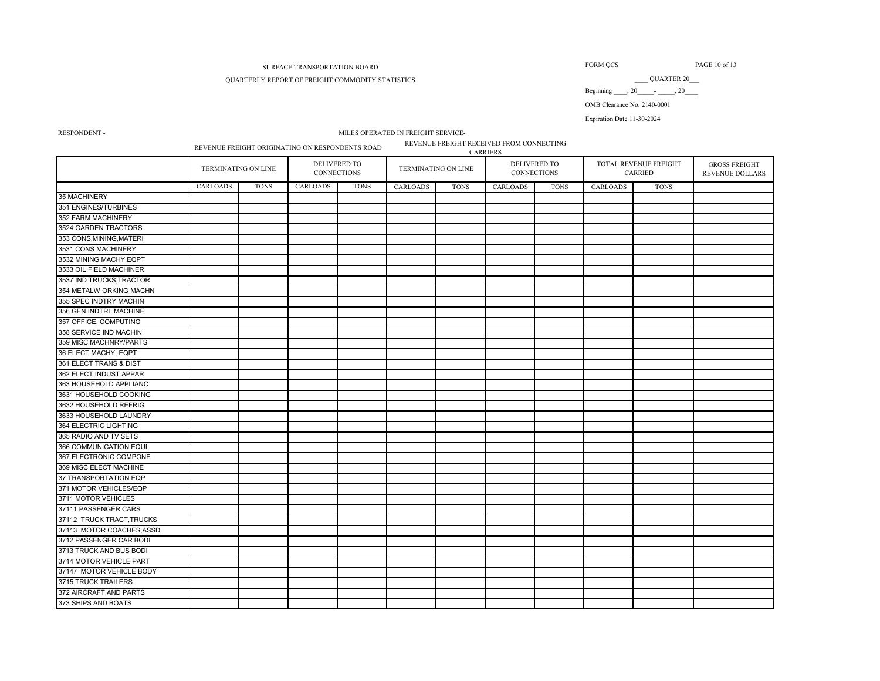SURFACE TRANSPORTATION BOARD

QUARTERLY REPORT OF FREIGHT COMMODITY STATISTICS

FORM QCS

____ QUARTER 20___

Beginning ____, 20_____- _____, 20____

OMB Clearance No. 2140-0001

Expiration Date 11-30-2024

RESPONDENT -

MILES OPERATED IN FREIGHT SERVICE-

| | REVENUE FREIGHT ORIGINATING ON RESPONDENTS ROAD | | | | REVENUE FREIGHT RECEIVED FROM CONNECTING CARRIERS | | | | | | |
|---|---|---|---|---|---|---|---|---|---|---|---|
| | TERMINATING ON LINE | | DELIVERED TO CONNECTIONS | | TERMINATING ON LINE | | DELIVERED TO CONNECTIONS | | TOTAL REVENUE FREIGHT CARRIED | | GROSS FREIGHT REVENUE DOLLARS |
| | CARLOADS | TONS | CARLOADS | TONS | CARLOADS | TONS | CARLOADS | TONS | CARLOADS | TONS | |
| 35 MACHINERY | | | | | | | | | | | |
| 351 ENGINES/TURBINES | | | | | | | | | | | |
| 352 FARM MACHINERY | | | | | | | | | | | |
| 3524 GARDEN TRACTORS | | | | | | | | | | | |
| 353 CONS,MINING,MATERI | | | | | | | | | | | |
| 3531 CONS MACHINERY | | | | | | | | | | | |
| 3532 MINING MACHY,EQPT | | | | | | | | | | | |
| 3533 OIL FIELD MACHINER | | | | | | | | | | | |
| 3537 IND TRUCKS,TRACTOR | | | | | | | | | | | |
| 354 METALW ORKING MACHN | | | | | | | | | | | |
| 355 SPEC INDTRY MACHIN | | | | | | | | | | | |
| 356 GEN INDTRL MACHINE | | | | | | | | | | | |
| 357 OFFICE, COMPUTING | | | | | | | | | | | |
| 358 SERVICE IND MACHIN | | | | | | | | | | | |
| 359 MISC MACHNRY/PARTS | | | | | | | | | | | |
| 36 ELECT MACHY, EQPT | | | | | | | | | | | |
| 361 ELECT TRANS & DIST | | | | | | | | | | | |
| 362 ELECT INDUST APPAR | | | | | | | | | | | |
| 363 HOUSEHOLD APPLIANC | | | | | | | | | | | |
| 3631 HOUSEHOLD COOKING | | | | | | | | | | | |
| 3632 HOUSEHOLD REFRIG | | | | | | | | | | | |
| 3633 HOUSEHOLD LAUNDRY | | | | | | | | | | | |
| 364 ELECTRIC LIGHTING | | | | | | | | | | | |
| 365 RADIO AND TV SETS | | | | | | | | | | | |
| 366 COMMUNICATION EQUI | | | | | | | | | | | |
| 367 ELECTRONIC COMPONE | | | | | | | | | | | |
| 369 MISC ELECT MACHINE | | | | | | | | | | | |
| 37 TRANSPORTATION EQP | | | | | | | | | | | |
| 371 MOTOR VEHICLES/EQP | | | | | | | | | | | |
| 3711 MOTOR VEHICLES | | | | | | | | | | | |
| 37111 PASSENGER CARS | | | | | | | | | | | |
| 37112 TRUCK TRACT,TRUCKS | | | | | | | | | | | |
| 37113 MOTOR COACHES,ASSD | | | | | | | | | | | |
| 3712 PASSENGER CAR BODI | | | | | | | | | | | |
| 3713 TRUCK AND BUS BODI | | | | | | | | | | | |
| 3714 MOTOR VEHICLE PART | | | | | | | | | | | |
| 37147 MOTOR VEHICLE BODY | | | | | | | | | | | |
| 3715 TRUCK TRAILERS | | | | | | | | | | | |
| 372 AIRCRAFT AND PARTS | | | | | | | | | | | |
| 373 SHIPS AND BOATS | | | | | | | | | | | |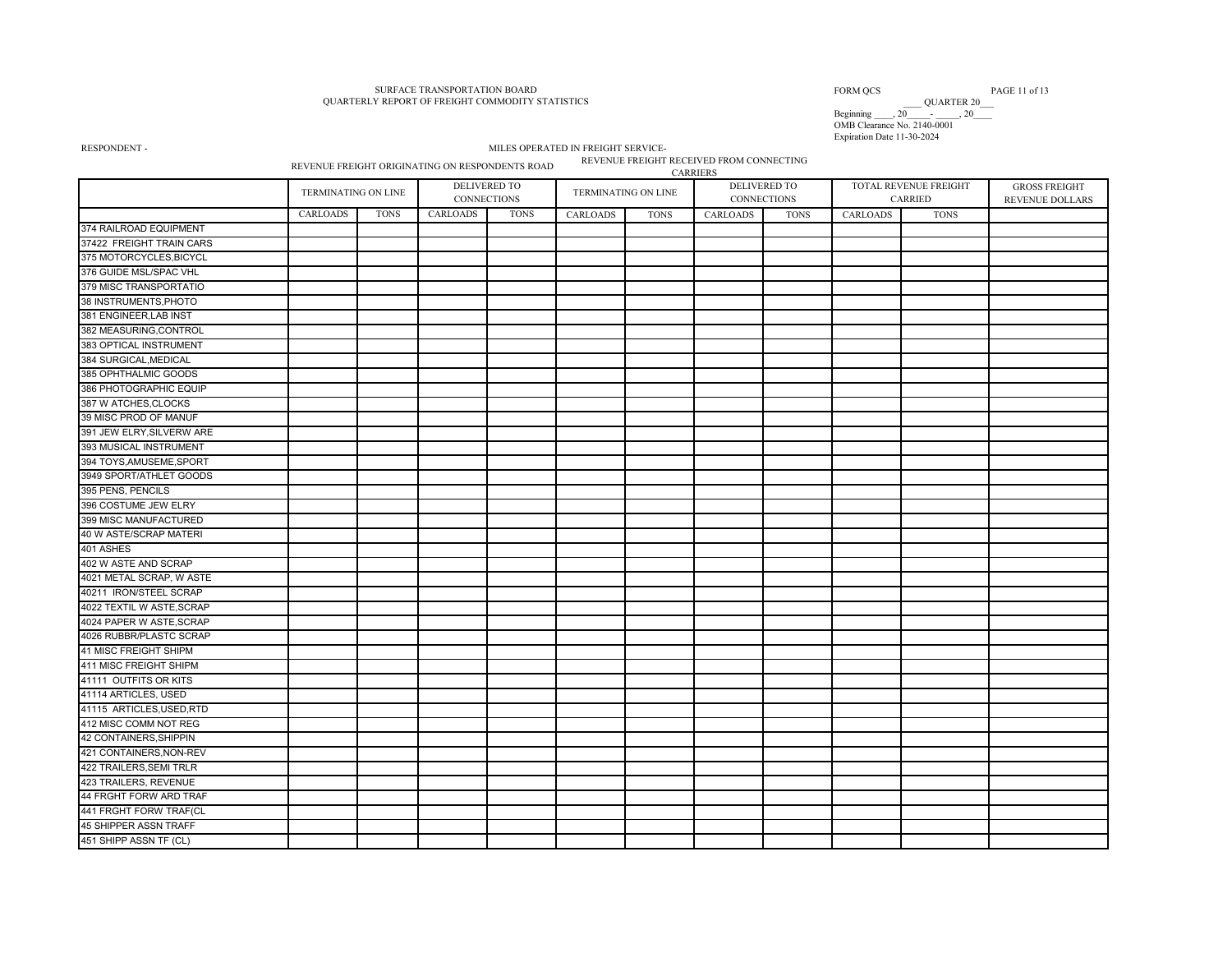SURFACE TRANSPORTATION BOARD
QUARTERLY REPORT OF FREIGHT COMMODITY STATISTICS

FORM QCS

____ QUARTER 20___
Beginning ____, 20____ - ____, 20____
OMB Clearance No. 2140-0001
Expiration Date 11-30-2024

RESPONDENT -

MILES OPERATED IN FREIGHT SERVICE-

| | REVENUE FREIGHT ORIGINATING ON RESPONDENTS ROAD | | | | REVENUE FREIGHT RECEIVED FROM CONNECTING CARRIERS | | | | | | |
|---|---|---|---|---|---|---|---|---|---|---|---|
| | TERMINATING ON LINE | | DELIVERED TO CONNECTIONS | | TERMINATING ON LINE | | DELIVERED TO CONNECTIONS | | TOTAL REVENUE FREIGHT CARRIED | | GROSS FREIGHT REVENUE DOLLARS |
| | CARLOADS | TONS | CARLOADS | TONS | CARLOADS | TONS | CARLOADS | TONS | CARLOADS | TONS | |
| 374 RAILROAD EQUIPMENT | | | | | | | | | | | |
| 37422 FREIGHT TRAIN CARS | | | | | | | | | | | |
| 375 MOTORCYCLES,BICYCL | | | | | | | | | | | |
| 376 GUIDE MSL/SPAC VHL | | | | | | | | | | | |
| 379 MISC TRANSPORTATIO | | | | | | | | | | | |
| 38 INSTRUMENTS,PHOTO | | | | | | | | | | | |
| 381 ENGINEER,LAB INST | | | | | | | | | | | |
| 382 MEASURING,CONTROL | | | | | | | | | | | |
| 383 OPTICAL INSTRUMENT | | | | | | | | | | | |
| 384 SURGICAL,MEDICAL | | | | | | | | | | | |
| 385 OPHTHALMIC GOODS | | | | | | | | | | | |
| 386 PHOTOGRAPHIC EQUIP | | | | | | | | | | | |
| 387 W ATCHES,CLOCKS | | | | | | | | | | | |
| 39 MISC PROD OF MANUF | | | | | | | | | | | |
| 391 JEW ELRY,SILVERW ARE | | | | | | | | | | | |
| 393 MUSICAL INSTRUMENT | | | | | | | | | | | |
| 394 TOYS,AMUSEME,SPORT | | | | | | | | | | | |
| 3949 SPORT/ATHLET GOODS | | | | | | | | | | | |
| 395 PENS, PENCILS | | | | | | | | | | | |
| 396 COSTUME JEW ELRY | | | | | | | | | | | |
| 399 MISC MANUFACTURED | | | | | | | | | | | |
| 40 W ASTE/SCRAP MATERI | | | | | | | | | | | |
| 401 ASHES | | | | | | | | | | | |
| 402 W ASTE AND SCRAP | | | | | | | | | | | |
| 4021 METAL SCRAP, W ASTE | | | | | | | | | | | |
| 40211 IRON/STEEL SCRAP | | | | | | | | | | | |
| 4022 TEXTIL W ASTE,SCRAP | | | | | | | | | | | |
| 4024 PAPER W ASTE,SCRAP | | | | | | | | | | | |
| 4026 RUBBR/PLASTC SCRAP | | | | | | | | | | | |
| 41 MISC FREIGHT SHIPM | | | | | | | | | | | |
| 411 MISC FREIGHT SHIPM | | | | | | | | | | | |
| 41111 OUTFITS OR KITS | | | | | | | | | | | |
| 41114 ARTICLES, USED | | | | | | | | | | | |
| 41115 ARTICLES,USED,RTD | | | | | | | | | | | |
| 412 MISC COMM NOT REG | | | | | | | | | | | |
| 42 CONTAINERS,SHIPPIN | | | | | | | | | | | |
| 421 CONTAINERS,NON-REV | | | | | | | | | | | |
| 422 TRAILERS,SEMI TRLR | | | | | | | | | | | |
| 423 TRAILERS, REVENUE | | | | | | | | | | | |
| 44 FRGHT FORW ARD TRAF | | | | | | | | | | | |
| 441 FRGHT FORW TRAF(CL | | | | | | | | | | | |
| 45 SHIPPER ASSN TRAFF | | | | | | | | | | | |
| 451 SHIPP ASSN TF (CL) | | | | | | | | | | | |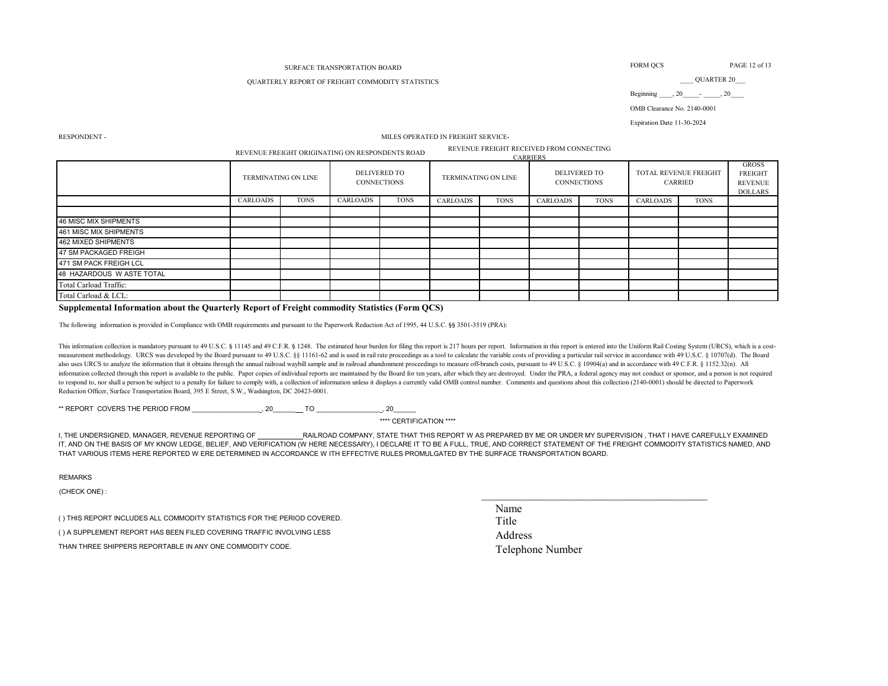SURFACE TRANSPORTATION BOARD

QUARTERLY REPORT OF FREIGHT COMMODITY STATISTICS

FORM QCS

____ QUARTER 20___

Beginning ____, 20_____- _____, 20____

OMB Clearance No. 2140-0001

Expiration Date 11-30-2024

RESPONDENT -

MILES OPERATED IN FREIGHT SERVICE-

| | REVENUE FREIGHT ORIGINATING ON RESPONDENTS ROAD | | | | REVENUE FREIGHT RECEIVED FROM CONNECTING CARRIERS | | | | | | |
|---|---|---|---|---|---|---|---|---|---|---|---|
| | TERMINATING ON LINE | | DELIVERED TO CONNECTIONS | | TERMINATING ON LINE | | DELIVERED TO CONNECTIONS | | TOTAL REVENUE FREIGHT CARRIED | | GROSS FREIGHT REVENUE DOLLARS |
| | CARLOADS | TONS | CARLOADS | TONS | CARLOADS | TONS | CARLOADS | TONS | CARLOADS | TONS | |
| | | | | | | | | | | | |
| 46 MISC MIX SHIPMENTS | | | | | | | | | | | |
| 461 MISC MIX SHIPMENTS | | | | | | | | | | | |
| 462 MIXED SHIPMENTS | | | | | | | | | | | |
| 47 SM PACKAGED FREIGH | | | | | | | | | | | |
| 471 SM PACK FREIGH LCL | | | | | | | | | | | |
| 48 HAZARDOUS W ASTE TOTAL | | | | | | | | | | | |
| Total Carload Traffic: | | | | | | | | | | | |
| Total Carload & LCL: | | | | | | | | | | | |

**Supplemental Information about the Quarterly Report of Freight commodity Statistics (Form QCS)**

The following information is provided in Compliance with OMB requirements and pursuant to the Paperwork Reduction Act of 1995, 44 U.S.C. §§ 3501-3519 (PRA):

This information collection is mandatory pursuant to 49 U.S.C. § 11145 and 49 C.F.R. § 1248. The estimated hour burden for filing this report is 217 hours per report. Information in this report is entered into the Uniform Rail Costing System (URCS), which is a cost-measurement methodology. URCS was developed by the Board pursuant to 49 U.S.C. §§ 11161-62 and is used in rail rate proceedings as a tool to calculate the variable costs of providing a particular rail service in accordance with 49 U.S.C. § 10707(d). The Board also uses URCS to analyze the information that it obtains through the annual railroad waybill sample and in railroad abandonment proceedings to measure off-branch costs, pursuant to 49 U.S.C. § 10904(a) and in accordance with 49 C.F.R. § 1152.32(n). All information collected through this report is available to the public. Paper copies of individual reports are maintained by the Board for ten years, after which they are destroyed. Under the PRA, a federal agency may not conduct or sponsor, and a person is not required to respond to, nor shall a person be subject to a penalty for failure to comply with, a collection of information unless it displays a currently valid OMB control number. Comments and questions about this collection (2140-0001) should be directed to Paperwork Reduction Officer, Surface Transportation Board, 395 E Street, S.W., Washington, DC 20423-0001.

** REPORT COVERS THE PERIOD FROM __________________, 20________ TO _________________, 20______

**** CERTIFICATION ****

I, THE UNDERSIGNED, MANAGER, REVENUE REPORTING OF ___________RAILROAD COMPANY, STATE THAT THIS REPORT W AS PREPARED BY ME OR UNDER MY SUPERVISION , THAT I HAVE CAREFULLY EXAMINED IT, AND ON THE BASIS OF MY KNOW LEDGE, BELIEF, AND VERIFICATION (W HERE NECESSARY), I DECLARE IT TO BE A FULL, TRUE, AND CORRECT STATEMENT OF THE FREIGHT COMMODITY STATISTICS NAMED, AND THAT VARIOUS ITEMS HERE REPORTED W ERE DETERMINED IN ACCORDANCE W ITH EFFECTIVE RULES PROMULGATED BY THE SURFACE TRANSPORTATION BOARD.

REMARKS

(CHECK ONE) :

( ) THIS REPORT INCLUDES ALL COMMODITY STATISTICS FOR THE PERIOD COVERED.

( ) A SUPPLEMENT REPORT HAS BEEN FILED COVERING TRAFFIC INVOLVING LESS THAN THREE SHIPPERS REPORTABLE IN ANY ONE COMMODITY CODE.

_________________________________________________

Name
Title
Address
Telephone Number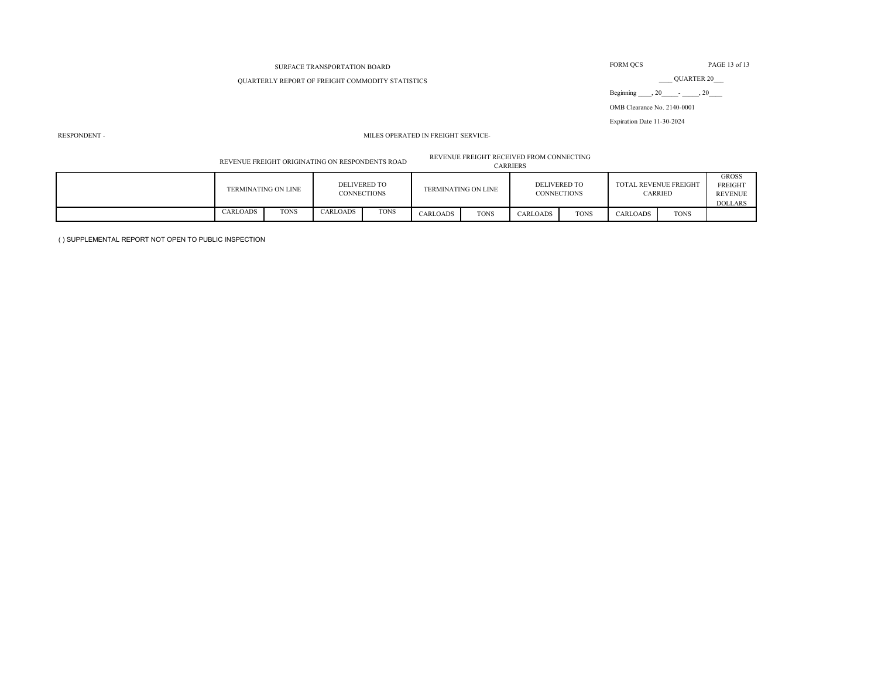SURFACE TRANSPORTATION BOARD

QUARTERLY REPORT OF FREIGHT COMMODITY STATISTICS

FORM QCS

____ QUARTER 20___

Beginning ____, 20_____- _____, 20____

OMB Clearance No. 2140-0001

Expiration Date 11-30-2024

RESPONDENT -

MILES OPERATED IN FREIGHT SERVICE-

| | REVENUE FREIGHT ORIGINATING ON RESPONDENTS ROAD | | | | REVENUE FREIGHT RECEIVED FROM CONNECTING CARRIERS | | | | | | |
|---|---|---|---|---|---|---|---|---|---|---|---|
| | TERMINATING ON LINE | | DELIVERED TO CONNECTIONS | | TERMINATING ON LINE | | DELIVERED TO CONNECTIONS | | TOTAL REVENUE FREIGHT CARRIED | | GROSS FREIGHT REVENUE DOLLARS |
| | CARLOADS | TONS | CARLOADS | TONS | CARLOADS | TONS | CARLOADS | TONS | CARLOADS | TONS | |

( ) SUPPLEMENTAL REPORT NOT OPEN TO PUBLIC INSPECTION